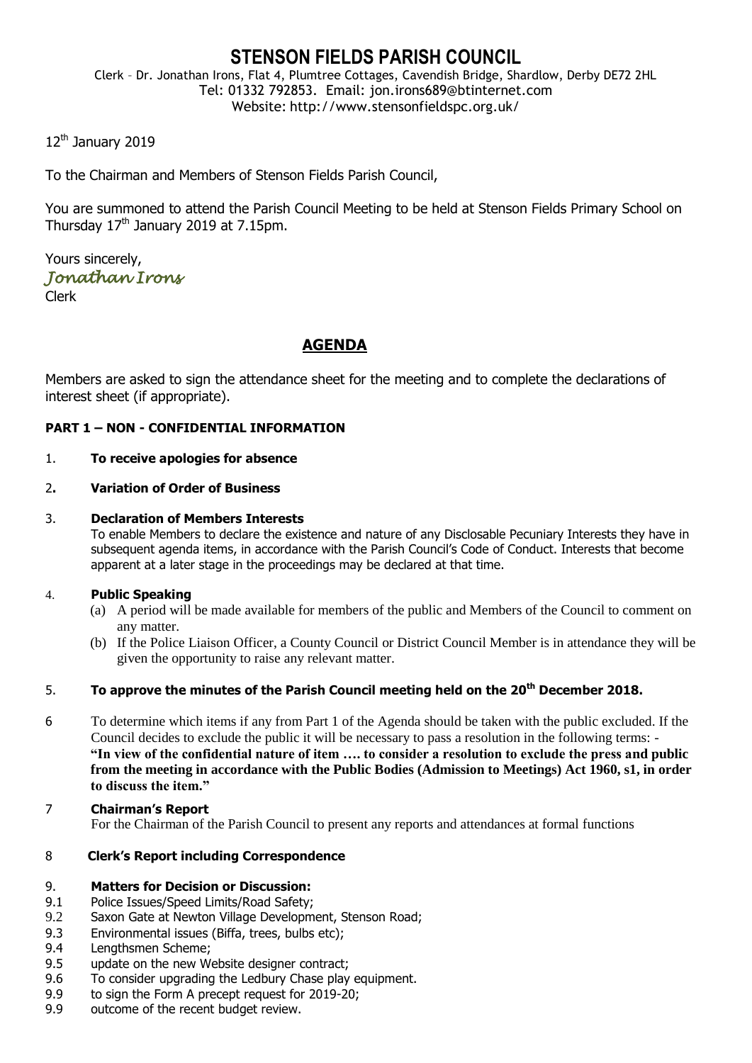# STENSON FIELDS PARISH COUNCIL

Clerk – Dr. Jonathan Irons, Flat 4, Plumtree Cottages, Cavendish Bridge, Shardlow, Derby DE72 2HL
Tel: 01332 792853. Email: jon.irons689@btinternet.com
Website: http://www.stensonfieldspc.org.uk/

12th January 2019

To the Chairman and Members of Stenson Fields Parish Council,

You are summoned to attend the Parish Council Meeting to be held at Stenson Fields Primary School on Thursday 17th January 2019 at 7.15pm.

Yours sincerely,
*Jonathan Irons*
Clerk

## AGENDA

Members are asked to sign the attendance sheet for the meeting and to complete the declarations of interest sheet (if appropriate).

### PART 1 – NON - CONFIDENTIAL INFORMATION

1. **To receive apologies for absence**

2. **Variation of Order of Business**

3. **Declaration of Members Interests**
   To enable Members to declare the existence and nature of any Disclosable Pecuniary Interests they have in subsequent agenda items, in accordance with the Parish Council's Code of Conduct. Interests that become apparent at a later stage in the proceedings may be declared at that time.

4. **Public Speaking**
   (a) A period will be made available for members of the public and Members of the Council to comment on any matter.
   (b) If the Police Liaison Officer, a County Council or District Council Member is in attendance they will be given the opportunity to raise any relevant matter.

5. **To approve the minutes of the Parish Council meeting held on the 20th December 2018.**

6. To determine which items if any from Part 1 of the Agenda should be taken with the public excluded. If the Council decides to exclude the public it will be necessary to pass a resolution in the following terms: - **"In view of the confidential nature of item …. to consider a resolution to exclude the press and public from the meeting in accordance with the Public Bodies (Admission to Meetings) Act 1960, s1, in order to discuss the item."**

7. **Chairman's Report**
   For the Chairman of the Parish Council to present any reports and attendances at formal functions

8. **Clerk's Report including Correspondence**

9. **Matters for Decision or Discussion:**

9.1 Police Issues/Speed Limits/Road Safety;
9.2 Saxon Gate at Newton Village Development, Stenson Road;
9.3 Environmental issues (Biffa, trees, bulbs etc);
9.4 Lengthsmen Scheme;
9.5 update on the new Website designer contract;
9.6 To consider upgrading the Ledbury Chase play equipment.
9.9 to sign the Form A precept request for 2019-20;
9.9 outcome of the recent budget review.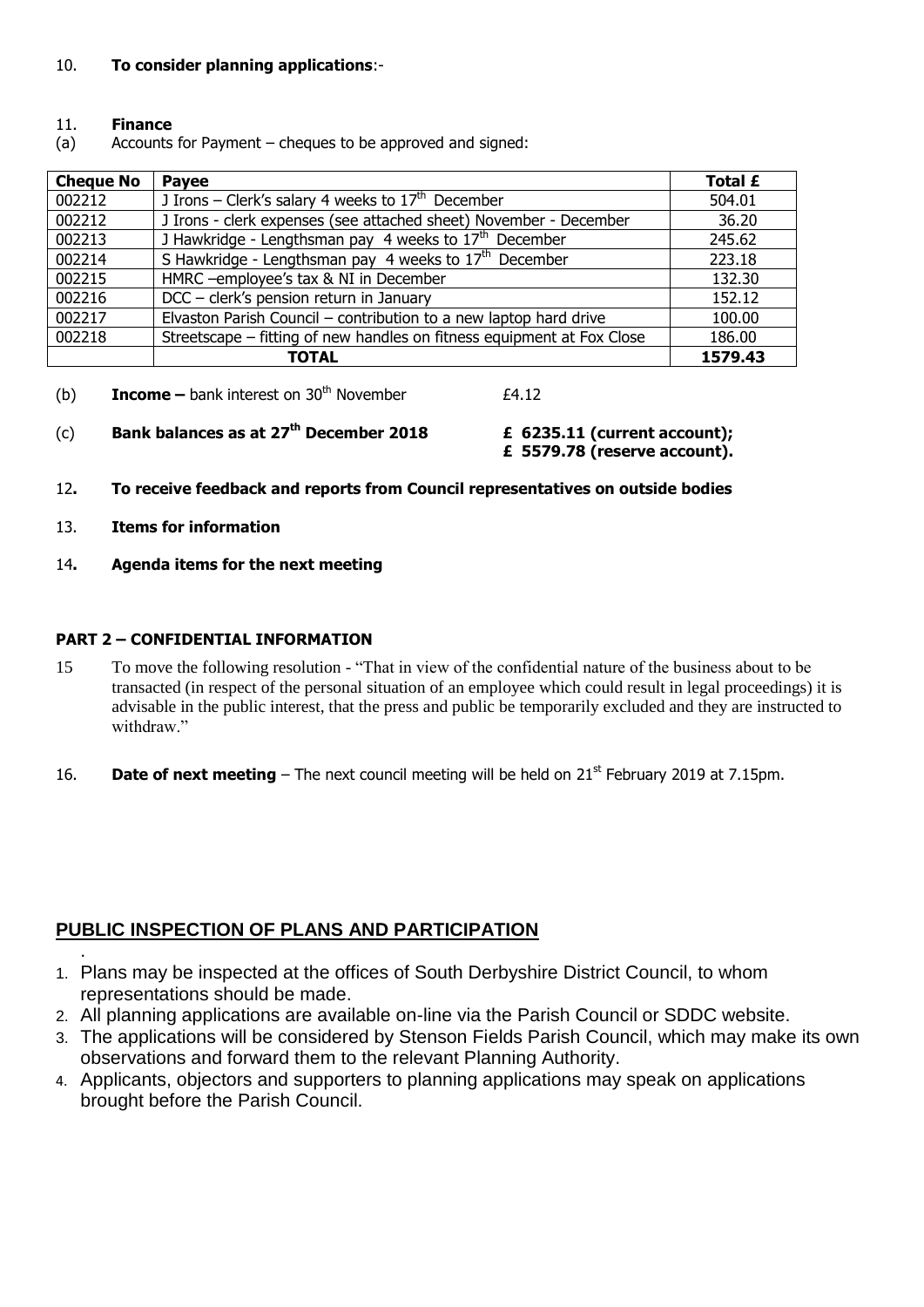10. **To consider planning applications**:-

11. **Finance**
(a) Accounts for Payment – cheques to be approved and signed:

| Cheque No | Payee | Total £ |
|---|---|---|
| 002212 | J Irons – Clerk's salary 4 weeks to 17th December | 504.01 |
| 002212 | J Irons - clerk expenses (see attached sheet) November - December | 36.20 |
| 002213 | J Hawkridge - Lengthsman pay 4 weeks to 17th December | 245.62 |
| 002214 | S Hawkridge - Lengthsman pay 4 weeks to 17th December | 223.18 |
| 002215 | HMRC –employee's tax & NI in December | 132.30 |
| 002216 | DCC – clerk's pension return in January | 152.12 |
| 002217 | Elvaston Parish Council – contribution to a new laptop hard drive | 100.00 |
| 002218 | Streetscape – fitting of new handles on fitness equipment at Fox Close | 186.00 |
| | **TOTAL** | **1579.43** |

(b) **Income –** bank interest on 30th November £4.12

(c) **Bank balances as at 27th December 2018** **£ 6235.11 (current account); £ 5579.78 (reserve account).**

12**. To receive feedback and reports from Council representatives on outside bodies**

13. **Items for information**

14**. Agenda items for the next meeting**

**PART 2 – CONFIDENTIAL INFORMATION**

15 To move the following resolution - "That in view of the confidential nature of the business about to be transacted (in respect of the personal situation of an employee which could result in legal proceedings) it is advisable in the public interest, that the press and public be temporarily excluded and they are instructed to withdraw."

16. **Date of next meeting** – The next council meeting will be held on 21st February 2019 at 7.15pm.

## PUBLIC INSPECTION OF PLANS AND PARTICIPATION

1. Plans may be inspected at the offices of South Derbyshire District Council, to whom representations should be made.
2. All planning applications are available on-line via the Parish Council or SDDC website.
3. The applications will be considered by Stenson Fields Parish Council, which may make its own observations and forward them to the relevant Planning Authority.
4. Applicants, objectors and supporters to planning applications may speak on applications brought before the Parish Council.